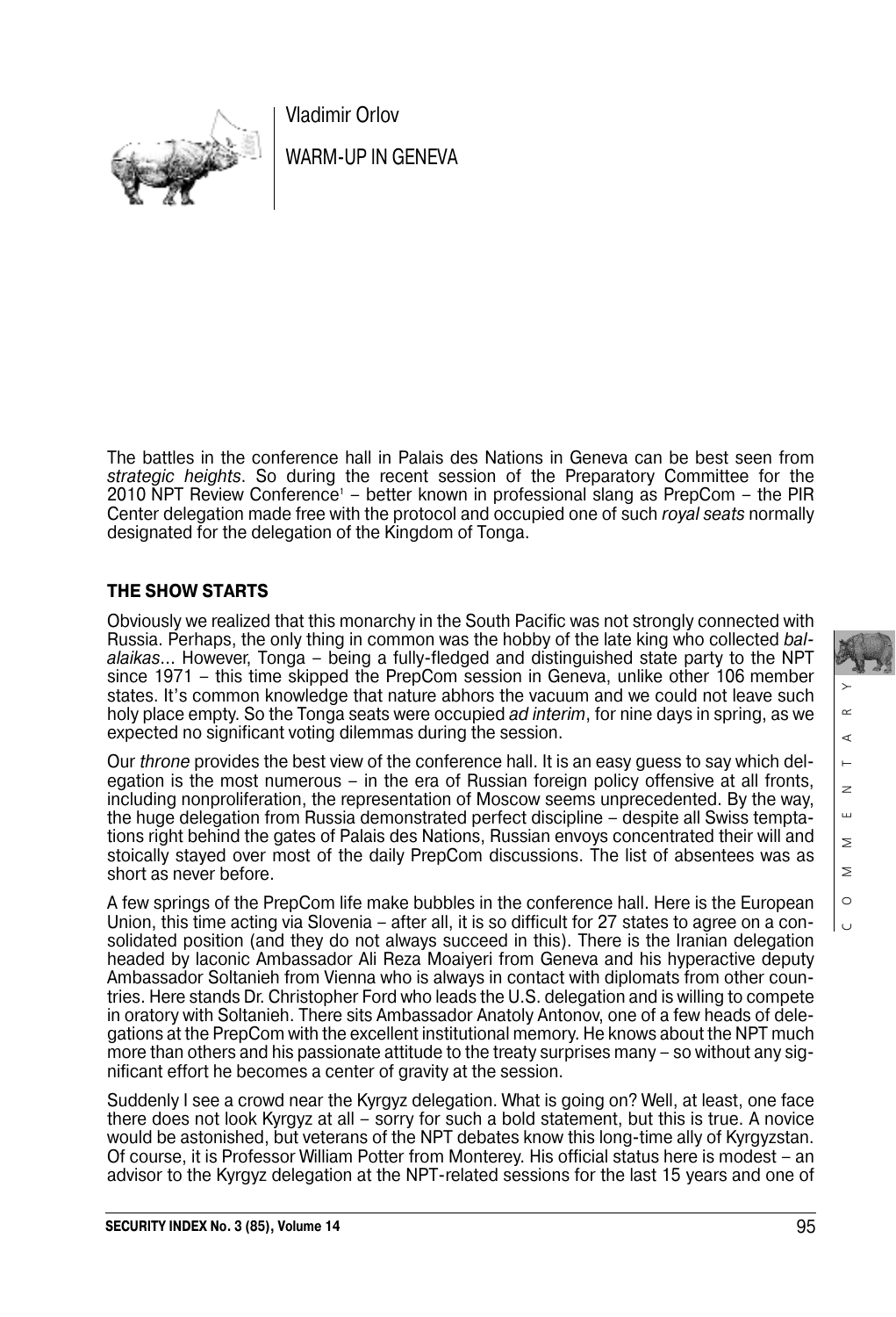Vladimir Orlov

# WARM-UP IN GENEVA

The battles in the conference hall in Palais des Nations in Geneva can be best seen from *strategic heights*. So during the recent session of the Preparatory Committee for the 2010 NPT Review Conference[1] – better known in professional slang as PrepCom – the PIR Center delegation made free with the protocol and occupied one of such *royal seats* normally designated for the delegation of the Kingdom of Tonga.

## THE SHOW STARTS

Obviously we realized that this monarchy in the South Pacific was not strongly connected with Russia. Perhaps, the only thing in common was the hobby of the late king who collected *balalaikas*... However, Tonga – being a fully-fledged and distinguished state party to the NPT since 1971 – this time skipped the PrepCom session in Geneva, unlike other 106 member states. It's common knowledge that nature abhors the vacuum and we could not leave such holy place empty. So the Tonga seats were occupied *ad interim*, for nine days in spring, as we expected no significant voting dilemmas during the session.

Our *throne* provides the best view of the conference hall. It is an easy guess to say which delegation is the most numerous – in the era of Russian foreign policy offensive at all fronts, including nonproliferation, the representation of Moscow seems unprecedented. By the way, the huge delegation from Russia demonstrated perfect discipline – despite all Swiss temptations right behind the gates of Palais des Nations, Russian envoys concentrated their will and stoically stayed over most of the daily PrepCom discussions. The list of absentees was as short as never before.

A few springs of the PrepCom life make bubbles in the conference hall. Here is the European Union, this time acting via Slovenia – after all, it is so difficult for 27 states to agree on a consolidated position (and they do not always succeed in this). There is the Iranian delegation headed by laconic Ambassador Ali Reza Moaiyeri from Geneva and his hyperactive deputy Ambassador Soltanieh from Vienna who is always in contact with diplomats from other countries. Here stands Dr. Christopher Ford who leads the U.S. delegation and is willing to compete in oratory with Soltanieh. There sits Ambassador Anatoly Antonov, one of a few heads of delegations at the PrepCom with the excellent institutional memory. He knows about the NPT much more than others and his passionate attitude to the treaty surprises many – so without any significant effort he becomes a center of gravity at the session.

Suddenly I see a crowd near the Kyrgyz delegation. What is going on? Well, at least, one face there does not look Kyrgyz at all – sorry for such a bold statement, but this is true. A novice would be astonished, but veterans of the NPT debates know this long-time ally of Kyrgyzstan. Of course, it is Professor William Potter from Monterey. His official status here is modest – an advisor to the Kyrgyz delegation at the NPT-related sessions for the last 15 years and one of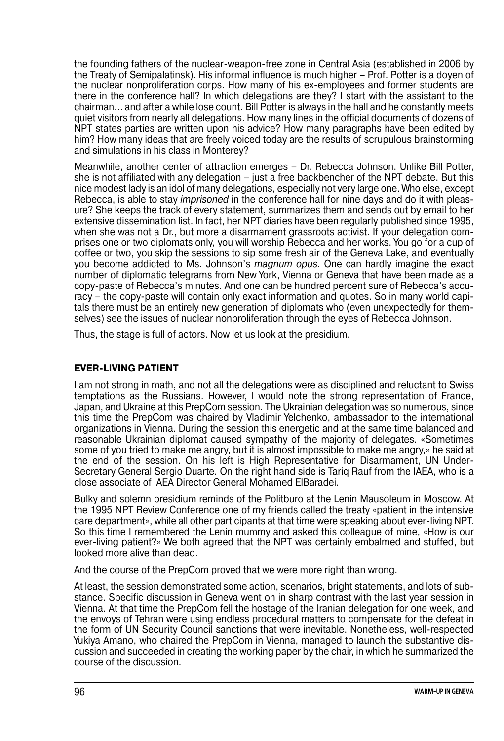the founding fathers of the nuclear-weapon-free zone in Central Asia (established in 2006 by the Treaty of Semipalatinsk). His informal influence is much higher – Prof. Potter is a doyen of the nuclear nonproliferation corps. How many of his ex-employees and former students are there in the conference hall? In which delegations are they? I start with the assistant to the chairman… and after a while lose count. Bill Potter is always in the hall and he constantly meets quiet visitors from nearly all delegations. How many lines in the official documents of dozens of NPT states parties are written upon his advice? How many paragraphs have been edited by him? How many ideas that are freely voiced today are the results of scrupulous brainstorming and simulations in his class in Monterey?

Meanwhile, another center of attraction emerges – Dr. Rebecca Johnson. Unlike Bill Potter, she is not affiliated with any delegation – just a free backbencher of the NPT debate. But this nice modest lady is an idol of many delegations, especially not very large one. Who else, except Rebecca, is able to stay *imprisoned* in the conference hall for nine days and do it with pleasure? She keeps the track of every statement, summarizes them and sends out by email to her extensive dissemination list. In fact, her NPT diaries have been regularly published since 1995, when she was not a Dr., but more a disarmament grassroots activist. If your delegation comprises one or two diplomats only, you will worship Rebecca and her works. You go for a cup of coffee or two, you skip the sessions to sip some fresh air of the Geneva Lake, and eventually you become addicted to Ms. Johnson's *magnum opus*. One can hardly imagine the exact number of diplomatic telegrams from New York, Vienna or Geneva that have been made as a copy-paste of Rebecca's minutes. And one can be hundred percent sure of Rebecca's accuracy – the copy-paste will contain only exact information and quotes. So in many world capitals there must be an entirely new generation of diplomats who (even unexpectedly for themselves) see the issues of nuclear nonproliferation through the eyes of Rebecca Johnson.

Thus, the stage is full of actors. Now let us look at the presidium.

## EVER-LIVING PATIENT

I am not strong in math, and not all the delegations were as disciplined and reluctant to Swiss temptations as the Russians. However, I would note the strong representation of France, Japan, and Ukraine at this PrepCom session. The Ukrainian delegation was so numerous, since this time the PrepCom was chaired by Vladimir Yelchenko, ambassador to the international organizations in Vienna. During the session this energetic and at the same time balanced and reasonable Ukrainian diplomat caused sympathy of the majority of delegates. «Sometimes some of you tried to make me angry, but it is almost impossible to make me angry,» he said at the end of the session. On his left is High Representative for Disarmament, UN Under-Secretary General Sergio Duarte. On the right hand side is Tariq Rauf from the IAEA, who is a close associate of IAEA Director General Mohamed ElBaradei.

Bulky and solemn presidium reminds of the Politburo at the Lenin Mausoleum in Moscow. At the 1995 NPT Review Conference one of my friends called the treaty «patient in the intensive care department», while all other participants at that time were speaking about ever-living NPT. So this time I remembered the Lenin mummy and asked this colleague of mine, «How is our ever-living patient?» We both agreed that the NPT was certainly embalmed and stuffed, but looked more alive than dead.

And the course of the PrepCom proved that we were more right than wrong.

At least, the session demonstrated some action, scenarios, bright statements, and lots of substance. Specific discussion in Geneva went on in sharp contrast with the last year session in Vienna. At that time the PrepCom fell the hostage of the Iranian delegation for one week, and the envoys of Tehran were using endless procedural matters to compensate for the defeat in the form of UN Security Council sanctions that were inevitable. Nonetheless, well-respected Yukiya Amano, who chaired the PrepCom in Vienna, managed to launch the substantive discussion and succeeded in creating the working paper by the chair, in which he summarized the course of the discussion.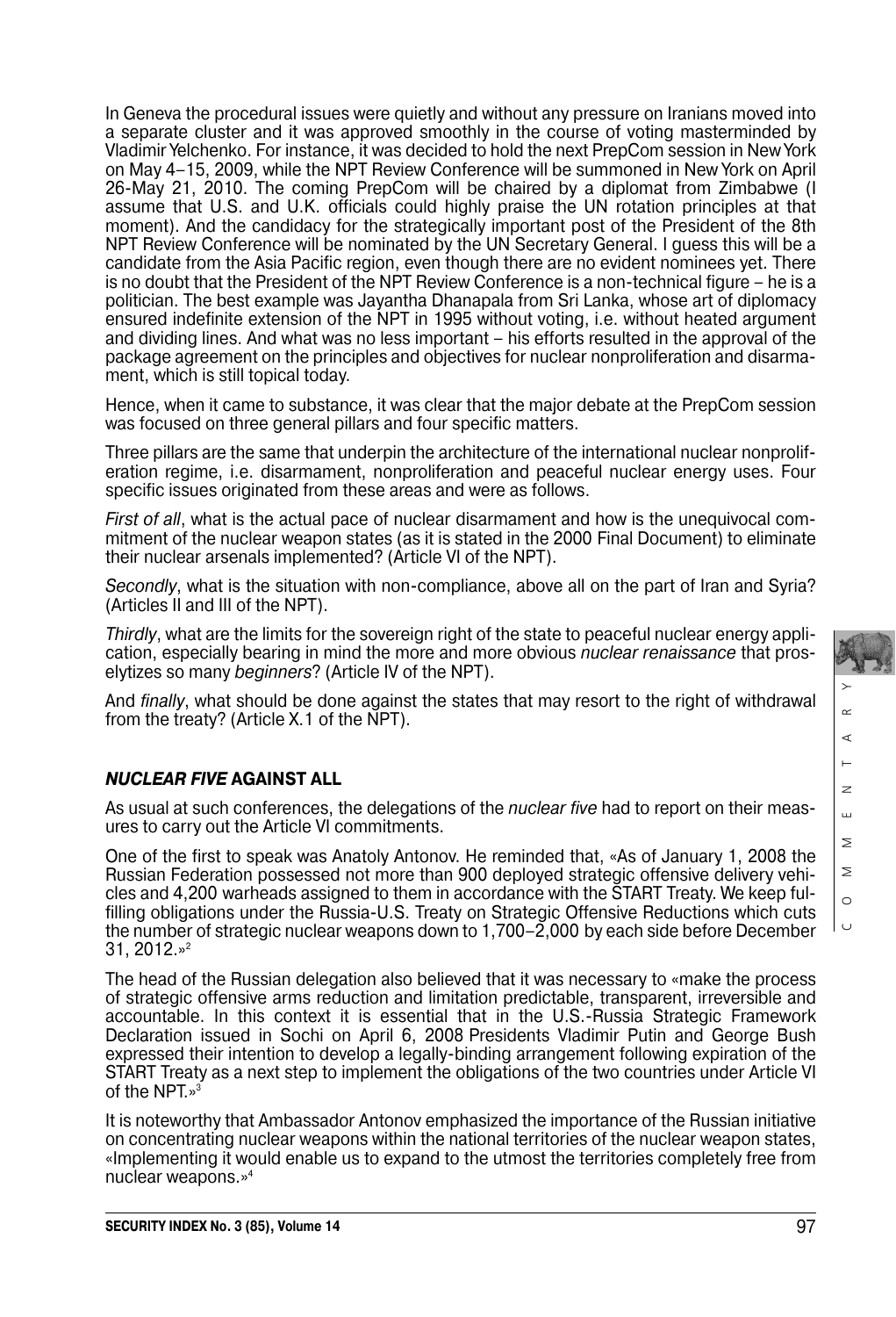In Geneva the procedural issues were quietly and without any pressure on Iranians moved into a separate cluster and it was approved smoothly in the course of voting masterminded by Vladimir Yelchenko. For instance, it was decided to hold the next PrepCom session in New York on May 4–15, 2009, while the NPT Review Conference will be summoned in New York on April 26-May 21, 2010. The coming PrepCom will be chaired by a diplomat from Zimbabwe (I assume that U.S. and U.K. officials could highly praise the UN rotation principles at that moment). And the candidacy for the strategically important post of the President of the 8th NPT Review Conference will be nominated by the UN Secretary General. I guess this will be a candidate from the Asia Pacific region, even though there are no evident nominees yet. There is no doubt that the President of the NPT Review Conference is a non-technical figure – he is a politician. The best example was Jayantha Dhanapala from Sri Lanka, whose art of diplomacy ensured indefinite extension of the NPT in 1995 without voting, i.e. without heated argument and dividing lines. And what was no less important – his efforts resulted in the approval of the package agreement on the principles and objectives for nuclear nonproliferation and disarmament, which is still topical today.

Hence, when it came to substance, it was clear that the major debate at the PrepCom session was focused on three general pillars and four specific matters.

Three pillars are the same that underpin the architecture of the international nuclear nonproliferation regime, i.e. disarmament, nonproliferation and peaceful nuclear energy uses. Four specific issues originated from these areas and were as follows.

*First of all*, what is the actual pace of nuclear disarmament and how is the unequivocal commitment of the nuclear weapon states (as it is stated in the 2000 Final Document) to eliminate their nuclear arsenals implemented? (Article VI of the NPT).

*Secondly*, what is the situation with non-compliance, above all on the part of Iran and Syria? (Articles II and III of the NPT).

*Thirdly*, what are the limits for the sovereign right of the state to peaceful nuclear energy application, especially bearing in mind the more and more obvious *nuclear renaissance* that proselytizes so many *beginners*? (Article IV of the NPT).

And *finally*, what should be done against the states that may resort to the right of withdrawal from the treaty? (Article X.1 of the NPT).

## *NUCLEAR FIVE* AGAINST ALL

As usual at such conferences, the delegations of the *nuclear five* had to report on their measures to carry out the Article VI commitments.

One of the first to speak was Anatoly Antonov. He reminded that, «As of January 1, 2008 the Russian Federation possessed not more than 900 deployed strategic offensive delivery vehicles and 4,200 warheads assigned to them in accordance with the START Treaty. We keep fulfilling obligations under the Russia-U.S. Treaty on Strategic Offensive Reductions which cuts the number of strategic nuclear weapons down to 1,700–2,000 by each side before December 31, 2012.»[2]

The head of the Russian delegation also believed that it was necessary to «make the process of strategic offensive arms reduction and limitation predictable, transparent, irreversible and accountable. In this context it is essential that in the U.S.-Russia Strategic Framework Declaration issued in Sochi on April 6, 2008 Presidents Vladimir Putin and George Bush expressed their intention to develop a legally-binding arrangement following expiration of the START Treaty as a next step to implement the obligations of the two countries under Article VI of the NPT.»[3]

It is noteworthy that Ambassador Antonov emphasized the importance of the Russian initiative on concentrating nuclear weapons within the national territories of the nuclear weapon states, «Implementing it would enable us to expand to the utmost the territories completely free from nuclear weapons.»[4]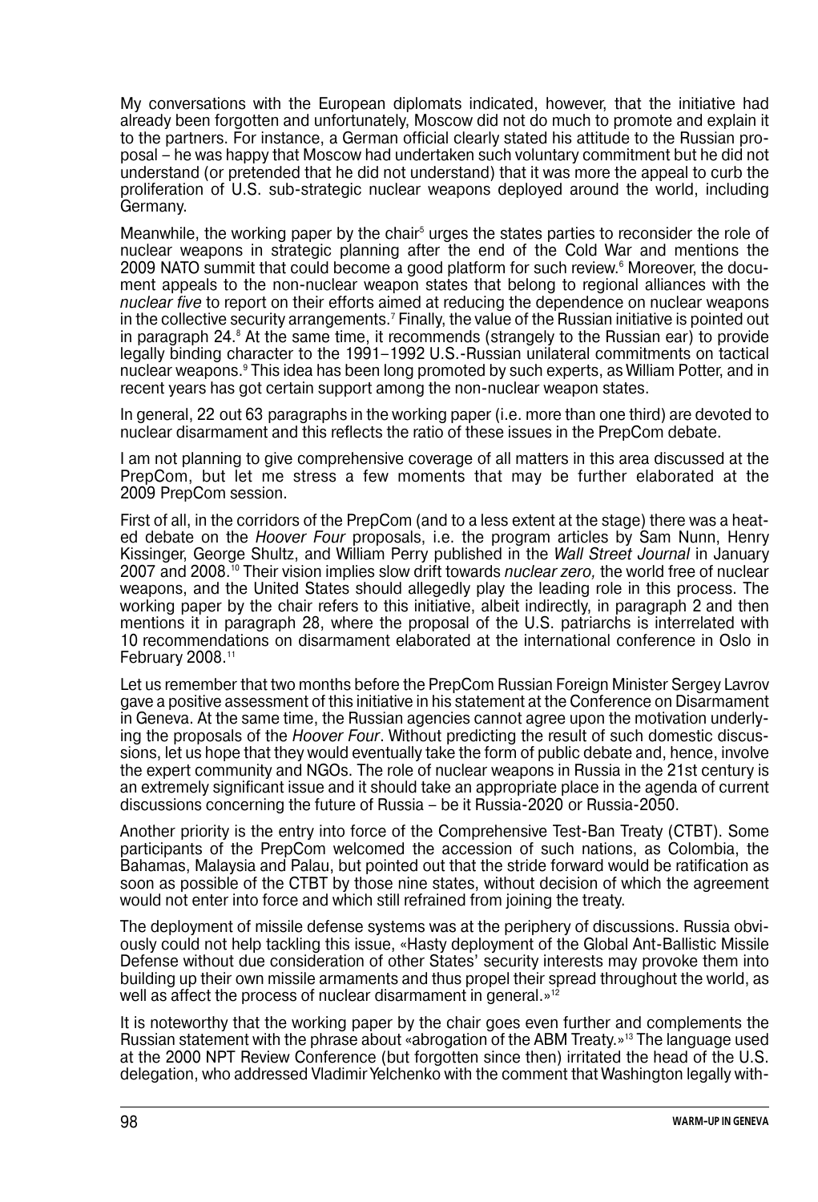My conversations with the European diplomats indicated, however, that the initiative had already been forgotten and unfortunately, Moscow did not do much to promote and explain it to the partners. For instance, a German official clearly stated his attitude to the Russian proposal – he was happy that Moscow had undertaken such voluntary commitment but he did not understand (or pretended that he did not understand) that it was more the appeal to curb the proliferation of U.S. sub-strategic nuclear weapons deployed around the world, including Germany.

Meanwhile, the working paper by the chair[5] urges the states parties to reconsider the role of nuclear weapons in strategic planning after the end of the Cold War and mentions the 2009 NATO summit that could become a good platform for such review.[6] Moreover, the document appeals to the non-nuclear weapon states that belong to regional alliances with the *nuclear five* to report on their efforts aimed at reducing the dependence on nuclear weapons in the collective security arrangements.[7] Finally, the value of the Russian initiative is pointed out in paragraph 24.[8] At the same time, it recommends (strangely to the Russian ear) to provide legally binding character to the 1991–1992 U.S.-Russian unilateral commitments on tactical nuclear weapons.[9] This idea has been long promoted by such experts, as William Potter, and in recent years has got certain support among the non-nuclear weapon states.

In general, 22 out 63 paragraphs in the working paper (i.e. more than one third) are devoted to nuclear disarmament and this reflects the ratio of these issues in the PrepCom debate.

I am not planning to give comprehensive coverage of all matters in this area discussed at the PrepCom, but let me stress a few moments that may be further elaborated at the 2009 PrepCom session.

First of all, in the corridors of the PrepCom (and to a less extent at the stage) there was a heated debate on the *Hoover Four* proposals, i.e. the program articles by Sam Nunn, Henry Kissinger, George Shultz, and William Perry published in the *Wall Street Journal* in January 2007 and 2008.[10] Their vision implies slow drift towards *nuclear zero,* the world free of nuclear weapons, and the United States should allegedly play the leading role in this process. The working paper by the chair refers to this initiative, albeit indirectly, in paragraph 2 and then mentions it in paragraph 28, where the proposal of the U.S. patriarchs is interrelated with 10 recommendations on disarmament elaborated at the international conference in Oslo in February 2008.[11]

Let us remember that two months before the PrepCom Russian Foreign Minister Sergey Lavrov gave a positive assessment of this initiative in his statement at the Conference on Disarmament in Geneva. At the same time, the Russian agencies cannot agree upon the motivation underlying the proposals of the *Hoover Four*. Without predicting the result of such domestic discussions, let us hope that they would eventually take the form of public debate and, hence, involve the expert community and NGOs. The role of nuclear weapons in Russia in the 21st century is an extremely significant issue and it should take an appropriate place in the agenda of current discussions concerning the future of Russia – be it Russia-2020 or Russia-2050.

Another priority is the entry into force of the Comprehensive Test-Ban Treaty (CTBT). Some participants of the PrepCom welcomed the accession of such nations, as Colombia, the Bahamas, Malaysia and Palau, but pointed out that the stride forward would be ratification as soon as possible of the CTBT by those nine states, without decision of which the agreement would not enter into force and which still refrained from joining the treaty.

The deployment of missile defense systems was at the periphery of discussions. Russia obviously could not help tackling this issue, «Hasty deployment of the Global Ant-Ballistic Missile Defense without due consideration of other States' security interests may provoke them into building up their own missile armaments and thus propel their spread throughout the world, as well as affect the process of nuclear disarmament in general.»[12]

It is noteworthy that the working paper by the chair goes even further and complements the Russian statement with the phrase about «abrogation of the ABM Treaty.»[13] The language used at the 2000 NPT Review Conference (but forgotten since then) irritated the head of the U.S. delegation, who addressed Vladimir Yelchenko with the comment that Washington legally with-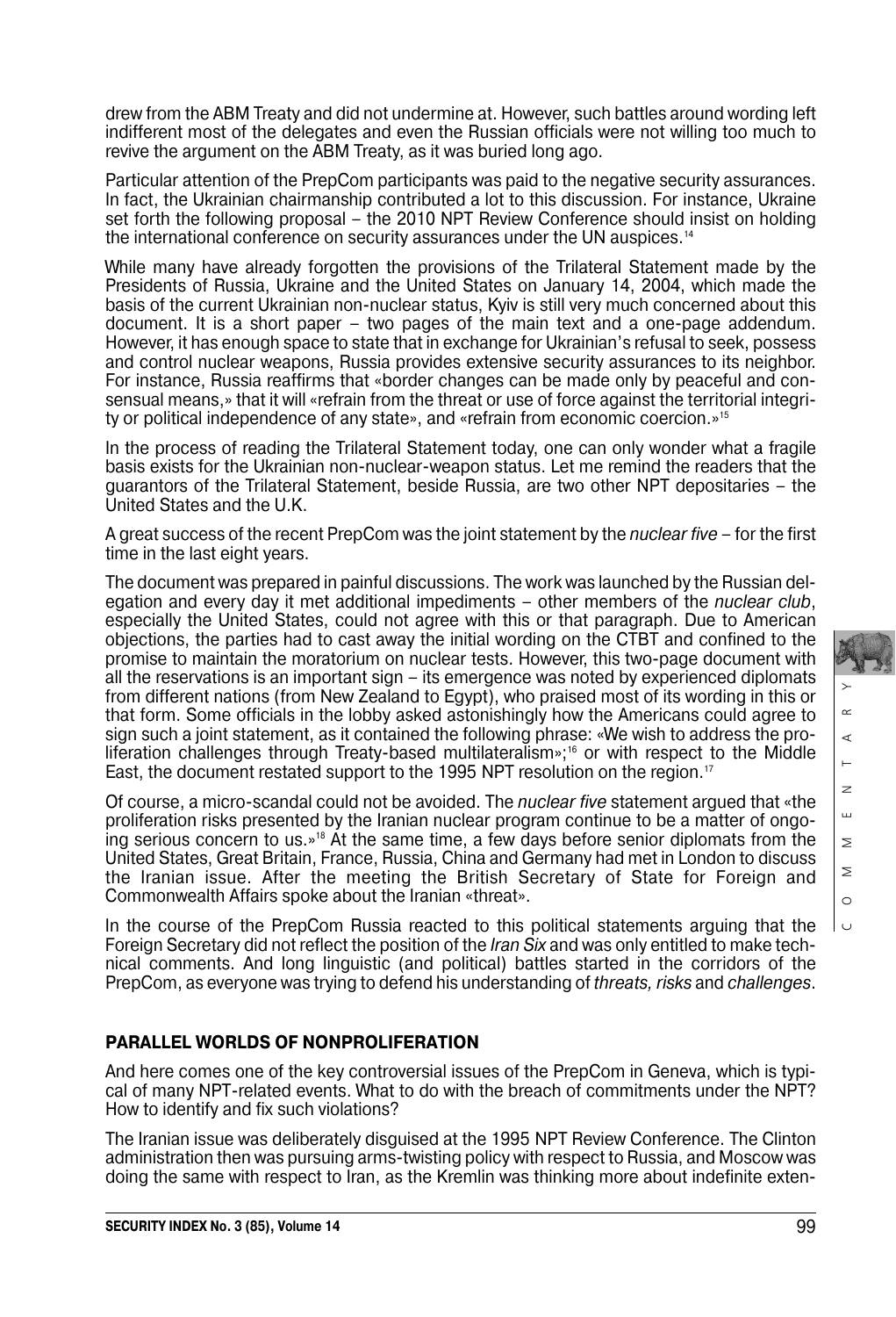drew from the ABM Treaty and did not undermine at. However, such battles around wording left indifferent most of the delegates and even the Russian officials were not willing too much to revive the argument on the ABM Treaty, as it was buried long ago.

Particular attention of the PrepCom participants was paid to the negative security assurances. In fact, the Ukrainian chairmanship contributed a lot to this discussion. For instance, Ukraine set forth the following proposal – the 2010 NPT Review Conference should insist on holding the international conference on security assurances under the UN auspices.[14]

While many have already forgotten the provisions of the Trilateral Statement made by the Presidents of Russia, Ukraine and the United States on January 14, 2004, which made the basis of the current Ukrainian non-nuclear status, Kyiv is still very much concerned about this document. It is a short paper – two pages of the main text and a one-page addendum. However, it has enough space to state that in exchange for Ukrainian's refusal to seek, possess and control nuclear weapons, Russia provides extensive security assurances to its neighbor. For instance, Russia reaffirms that «border changes can be made only by peaceful and consensual means,» that it will «refrain from the threat or use of force against the territorial integrity or political independence of any state», and «refrain from economic coercion.»[15]

In the process of reading the Trilateral Statement today, one can only wonder what a fragile basis exists for the Ukrainian non-nuclear-weapon status. Let me remind the readers that the guarantors of the Trilateral Statement, beside Russia, are two other NPT depositaries – the United States and the U.K.

A great success of the recent PrepCom was the joint statement by the *nuclear five* – for the first time in the last eight years.

The document was prepared in painful discussions. The work was launched by the Russian delegation and every day it met additional impediments – other members of the *nuclear club*, especially the United States, could not agree with this or that paragraph. Due to American objections, the parties had to cast away the initial wording on the CTBT and confined to the promise to maintain the moratorium on nuclear tests. However, this two-page document with all the reservations is an important sign – its emergence was noted by experienced diplomats from different nations (from New Zealand to Egypt), who praised most of its wording in this or that form. Some officials in the lobby asked astonishingly how the Americans could agree to sign such a joint statement, as it contained the following phrase: «We wish to address the proliferation challenges through Treaty-based multilateralism»;[16] or with respect to the Middle East, the document restated support to the 1995 NPT resolution on the region.[17]

Of course, a micro-scandal could not be avoided. The *nuclear five* statement argued that «the proliferation risks presented by the Iranian nuclear program continue to be a matter of ongoing serious concern to us.»[18] At the same time, a few days before senior diplomats from the United States, Great Britain, France, Russia, China and Germany had met in London to discuss the Iranian issue. After the meeting the British Secretary of State for Foreign and Commonwealth Affairs spoke about the Iranian «threat».

In the course of the PrepCom Russia reacted to this political statements arguing that the Foreign Secretary did not reflect the position of the *Iran Six* and was only entitled to make technical comments. And long linguistic (and political) battles started in the corridors of the PrepCom, as everyone was trying to defend his understanding of *threats, risks* and *challenges*.

## PARALLEL WORLDS OF NONPROLIFERATION

And here comes one of the key controversial issues of the PrepCom in Geneva, which is typical of many NPT-related events. What to do with the breach of commitments under the NPT? How to identify and fix such violations?

The Iranian issue was deliberately disguised at the 1995 NPT Review Conference. The Clinton administration then was pursuing arms-twisting policy with respect to Russia, and Moscow was doing the same with respect to Iran, as the Kremlin was thinking more about indefinite exten-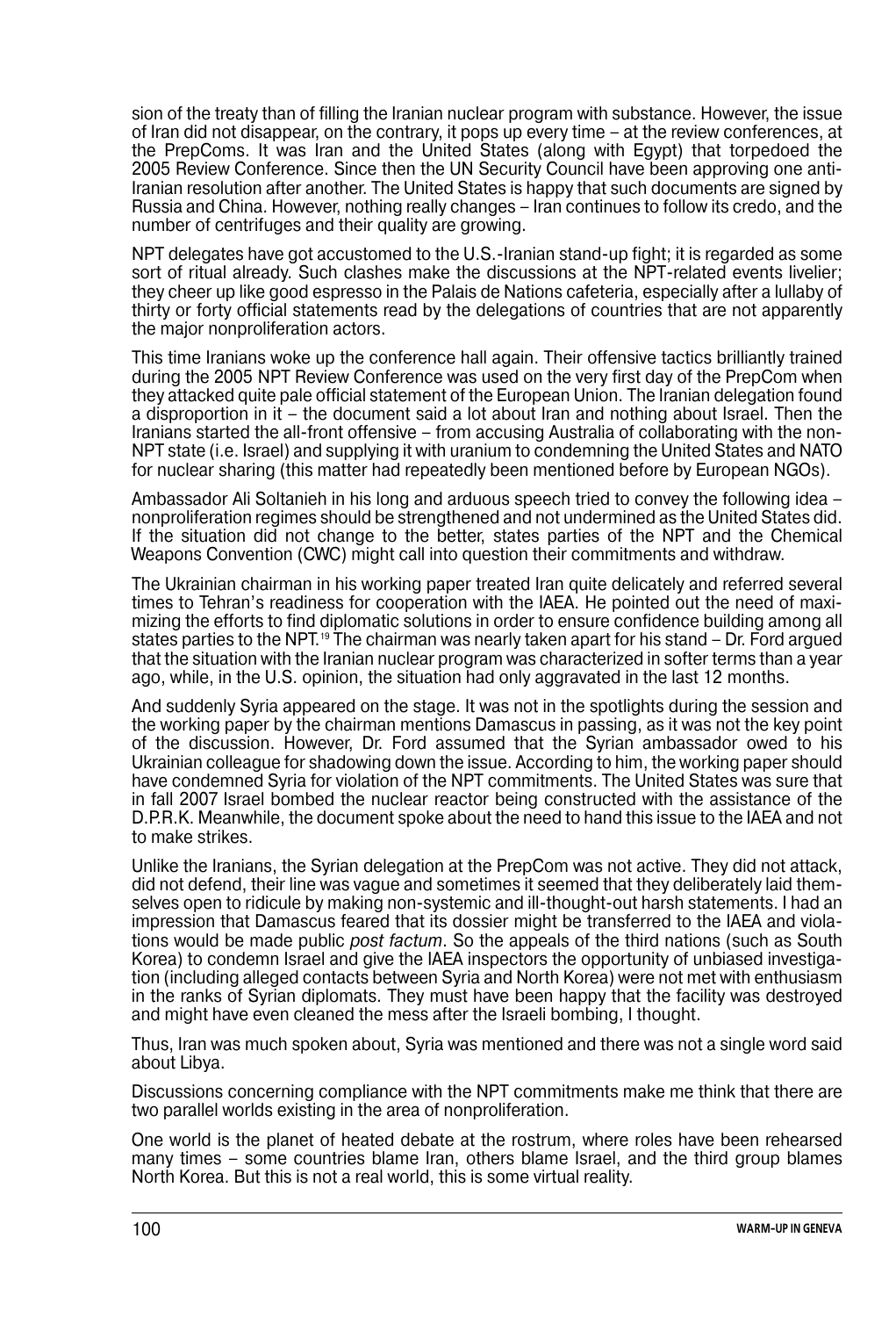sion of the treaty than of filling the Iranian nuclear program with substance. However, the issue of Iran did not disappear, on the contrary, it pops up every time – at the review conferences, at the PrepComs. It was Iran and the United States (along with Egypt) that torpedoed the 2005 Review Conference. Since then the UN Security Council have been approving one anti-Iranian resolution after another. The United States is happy that such documents are signed by Russia and China. However, nothing really changes – Iran continues to follow its credo, and the number of centrifuges and their quality are growing.

NPT delegates have got accustomed to the U.S.-Iranian stand-up fight; it is regarded as some sort of ritual already. Such clashes make the discussions at the NPT-related events livelier; they cheer up like good espresso in the Palais de Nations cafeteria, especially after a lullaby of thirty or forty official statements read by the delegations of countries that are not apparently the major nonproliferation actors.

This time Iranians woke up the conference hall again. Their offensive tactics brilliantly trained during the 2005 NPT Review Conference was used on the very first day of the PrepCom when they attacked quite pale official statement of the European Union. The Iranian delegation found a disproportion in it – the document said a lot about Iran and nothing about Israel. Then the Iranians started the all-front offensive – from accusing Australia of collaborating with the non-NPT state (i.e. Israel) and supplying it with uranium to condemning the United States and NATO for nuclear sharing (this matter had repeatedly been mentioned before by European NGOs).

Ambassador Ali Soltanieh in his long and arduous speech tried to convey the following idea – nonproliferation regimes should be strengthened and not undermined as the United States did. If the situation did not change to the better, states parties of the NPT and the Chemical Weapons Convention (CWC) might call into question their commitments and withdraw.

The Ukrainian chairman in his working paper treated Iran quite delicately and referred several times to Tehran's readiness for cooperation with the IAEA. He pointed out the need of maximizing the efforts to find diplomatic solutions in order to ensure confidence building among all states parties to the NPT.[19] The chairman was nearly taken apart for his stand – Dr. Ford argued that the situation with the Iranian nuclear program was characterized in softer terms than a year ago, while, in the U.S. opinion, the situation had only aggravated in the last 12 months.

And suddenly Syria appeared on the stage. It was not in the spotlights during the session and the working paper by the chairman mentions Damascus in passing, as it was not the key point of the discussion. However, Dr. Ford assumed that the Syrian ambassador owed to his Ukrainian colleague for shadowing down the issue. According to him, the working paper should have condemned Syria for violation of the NPT commitments. The United States was sure that in fall 2007 Israel bombed the nuclear reactor being constructed with the assistance of the D.P.R.K. Meanwhile, the document spoke about the need to hand this issue to the IAEA and not to make strikes.

Unlike the Iranians, the Syrian delegation at the PrepCom was not active. They did not attack, did not defend, their line was vague and sometimes it seemed that they deliberately laid themselves open to ridicule by making non-systemic and ill-thought-out harsh statements. I had an impression that Damascus feared that its dossier might be transferred to the IAEA and violations would be made public *post factum*. So the appeals of the third nations (such as South Korea) to condemn Israel and give the IAEA inspectors the opportunity of unbiased investigation (including alleged contacts between Syria and North Korea) were not met with enthusiasm in the ranks of Syrian diplomats. They must have been happy that the facility was destroyed and might have even cleaned the mess after the Israeli bombing, I thought.

Thus, Iran was much spoken about, Syria was mentioned and there was not a single word said about Libya.

Discussions concerning compliance with the NPT commitments make me think that there are two parallel worlds existing in the area of nonproliferation.

One world is the planet of heated debate at the rostrum, where roles have been rehearsed many times – some countries blame Iran, others blame Israel, and the third group blames North Korea. But this is not a real world, this is some virtual reality.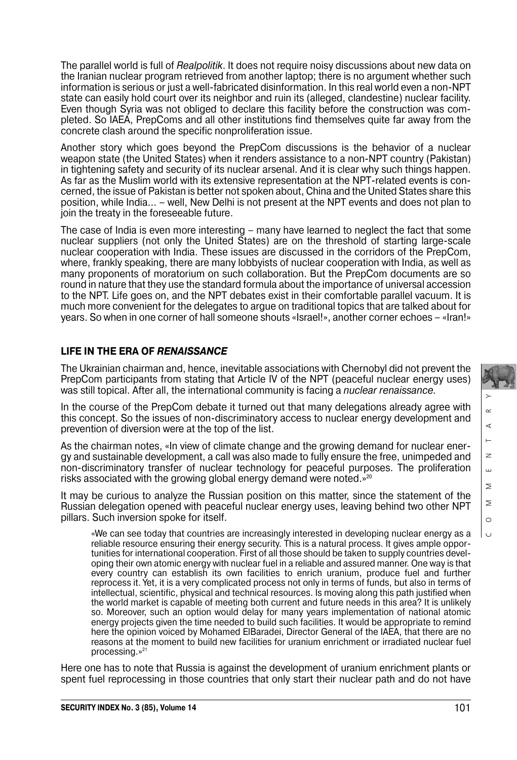The parallel world is full of *Realpolitik*. It does not require noisy discussions about new data on the Iranian nuclear program retrieved from another laptop; there is no argument whether such information is serious or just a well-fabricated disinformation. In this real world even a non-NPT state can easily hold court over its neighbor and ruin its (alleged, clandestine) nuclear facility. Even though Syria was not obliged to declare this facility before the construction was completed. So IAEA, PrepComs and all other institutions find themselves quite far away from the concrete clash around the specific nonproliferation issue.

Another story which goes beyond the PrepCom discussions is the behavior of a nuclear weapon state (the United States) when it renders assistance to a non-NPT country (Pakistan) in tightening safety and security of its nuclear arsenal. And it is clear why such things happen. As far as the Muslim world with its extensive representation at the NPT-related events is concerned, the issue of Pakistan is better not spoken about, China and the United States share this position, while India… – well, New Delhi is not present at the NPT events and does not plan to join the treaty in the foreseeable future.

The case of India is even more interesting – many have learned to neglect the fact that some nuclear suppliers (not only the United States) are on the threshold of starting large-scale nuclear cooperation with India. These issues are discussed in the corridors of the PrepCom, where, frankly speaking, there are many lobbyists of nuclear cooperation with India, as well as many proponents of moratorium on such collaboration. But the PrepCom documents are so round in nature that they use the standard formula about the importance of universal accession to the NPT. Life goes on, and the NPT debates exist in their comfortable parallel vacuum. It is much more convenient for the delegates to argue on traditional topics that are talked about for years. So when in one corner of hall someone shouts «Israel!», another corner echoes – «Iran!»

## LIFE IN THE ERA OF *RENAISSANCE*

The Ukrainian chairman and, hence, inevitable associations with Chernobyl did not prevent the PrepCom participants from stating that Article IV of the NPT (peaceful nuclear energy uses) was still topical. After all, the international community is facing a *nuclear renaissance.*

In the course of the PrepCom debate it turned out that many delegations already agree with this concept. So the issues of non-discriminatory access to nuclear energy development and prevention of diversion were at the top of the list.

As the chairman notes, «In view of climate change and the growing demand for nuclear energy and sustainable development, a call was also made to fully ensure the free, unimpeded and non-discriminatory transfer of nuclear technology for peaceful purposes. The proliferation risks associated with the growing global energy demand were noted.»[20]

It may be curious to analyze the Russian position on this matter, since the statement of the Russian delegation opened with peaceful nuclear energy uses, leaving behind two other NPT pillars. Such inversion spoke for itself.

> «We can see today that countries are increasingly interested in developing nuclear energy as a reliable resource ensuring their energy security. This is a natural process. It gives ample opportunities for international cooperation. First of all those should be taken to supply countries developing their own atomic energy with nuclear fuel in a reliable and assured manner. One way is that every country can establish its own facilities to enrich uranium, produce fuel and further reprocess it. Yet, it is a very complicated process not only in terms of funds, but also in terms of intellectual, scientific, physical and technical resources. Is moving along this path justified when the world market is capable of meeting both current and future needs in this area? It is unlikely so. Moreover, such an option would delay for many years implementation of national atomic energy projects given the time needed to build such facilities. It would be appropriate to remind here the opinion voiced by Mohamed ElBaradei, Director General of the IAEA, that there are no reasons at the moment to build new facilities for uranium enrichment or irradiated nuclear fuel processing.»[21]

Here one has to note that Russia is against the development of uranium enrichment plants or spent fuel reprocessing in those countries that only start their nuclear path and do not have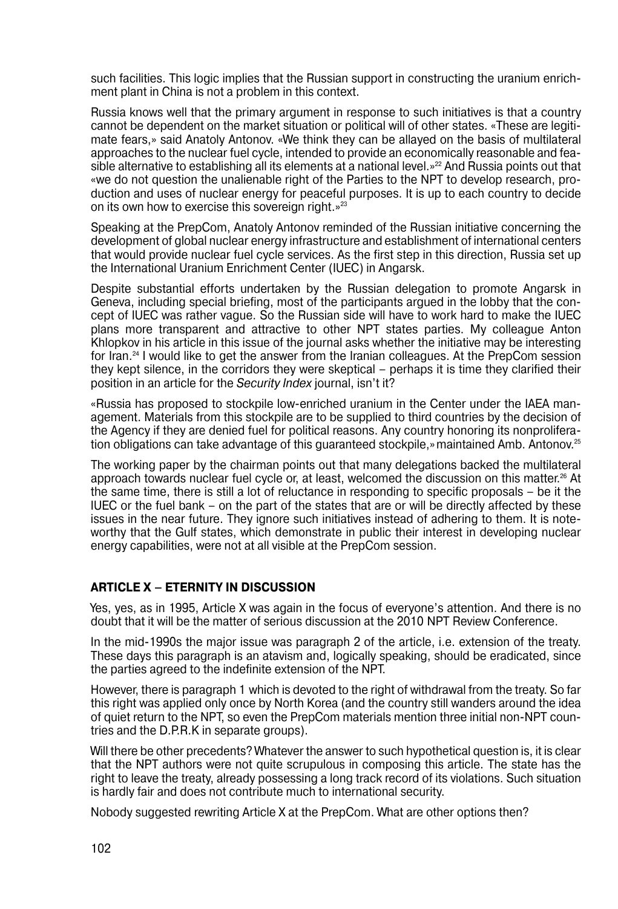such facilities. This logic implies that the Russian support in constructing the uranium enrichment plant in China is not a problem in this context.

Russia knows well that the primary argument in response to such initiatives is that a country cannot be dependent on the market situation or political will of other states. «These are legitimate fears,» said Anatoly Antonov. «We think they can be allayed on the basis of multilateral approaches to the nuclear fuel cycle, intended to provide an economically reasonable and feasible alternative to establishing all its elements at a national level.»[22] And Russia points out that «we do not question the unalienable right of the Parties to the NPT to develop research, production and uses of nuclear energy for peaceful purposes. It is up to each country to decide on its own how to exercise this sovereign right.»[23]

Speaking at the PrepCom, Anatoly Antonov reminded of the Russian initiative concerning the development of global nuclear energy infrastructure and establishment of international centers that would provide nuclear fuel cycle services. As the first step in this direction, Russia set up the International Uranium Enrichment Center (IUEC) in Angarsk.

Despite substantial efforts undertaken by the Russian delegation to promote Angarsk in Geneva, including special briefing, most of the participants argued in the lobby that the concept of IUEC was rather vague. So the Russian side will have to work hard to make the IUEC plans more transparent and attractive to other NPT states parties. My colleague Anton Khlopkov in his article in this issue of the journal asks whether the initiative may be interesting for Iran.[24] I would like to get the answer from the Iranian colleagues. At the PrepCom session they kept silence, in the corridors they were skeptical – perhaps it is time they clarified their position in an article for the *Security Index* journal, isn't it?

«Russia has proposed to stockpile low-enriched uranium in the Center under the IAEA management. Materials from this stockpile are to be supplied to third countries by the decision of the Agency if they are denied fuel for political reasons. Any country honoring its nonproliferation obligations can take advantage of this guaranteed stockpile,» maintained Amb. Antonov.[25]

The working paper by the chairman points out that many delegations backed the multilateral approach towards nuclear fuel cycle or, at least, welcomed the discussion on this matter.[26] At the same time, there is still a lot of reluctance in responding to specific proposals – be it the IUEC or the fuel bank – on the part of the states that are or will be directly affected by these issues in the near future. They ignore such initiatives instead of adhering to them. It is noteworthy that the Gulf states, which demonstrate in public their interest in developing nuclear energy capabilities, were not at all visible at the PrepCom session.

## ARTICLE X – ETERNITY IN DISCUSSION

Yes, yes, as in 1995, Article X was again in the focus of everyone's attention. And there is no doubt that it will be the matter of serious discussion at the 2010 NPT Review Conference.

In the mid-1990s the major issue was paragraph 2 of the article, i.e. extension of the treaty. These days this paragraph is an atavism and, logically speaking, should be eradicated, since the parties agreed to the indefinite extension of the NPT.

However, there is paragraph 1 which is devoted to the right of withdrawal from the treaty. So far this right was applied only once by North Korea (and the country still wanders around the idea of quiet return to the NPT, so even the PrepCom materials mention three initial non-NPT countries and the D.P.R.K in separate groups).

Will there be other precedents? Whatever the answer to such hypothetical question is, it is clear that the NPT authors were not quite scrupulous in composing this article. The state has the right to leave the treaty, already possessing a long track record of its violations. Such situation is hardly fair and does not contribute much to international security.

Nobody suggested rewriting Article X at the PrepCom. What are other options then?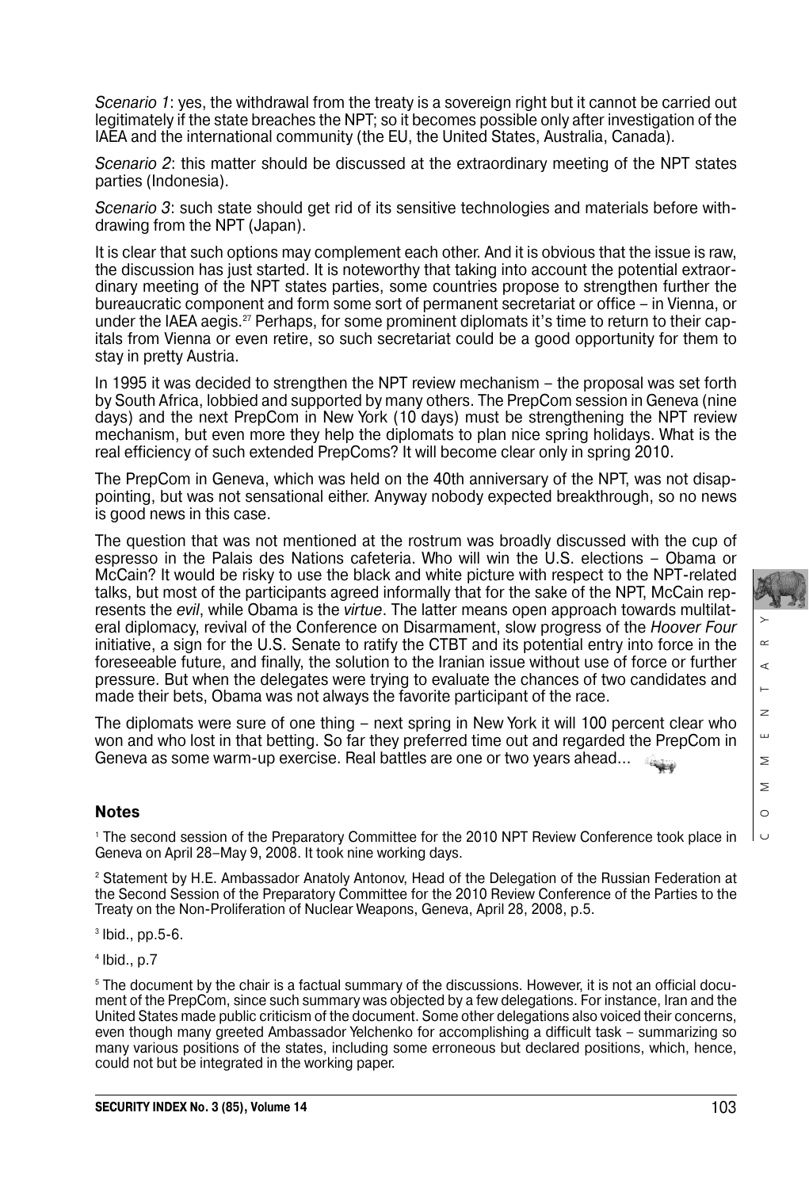*Scenario 1*: yes, the withdrawal from the treaty is a sovereign right but it cannot be carried out legitimately if the state breaches the NPT; so it becomes possible only after investigation of the IAEA and the international community (the EU, the United States, Australia, Canada).

*Scenario 2*: this matter should be discussed at the extraordinary meeting of the NPT states parties (Indonesia).

*Scenario 3*: such state should get rid of its sensitive technologies and materials before withdrawing from the NPT (Japan).

It is clear that such options may complement each other. And it is obvious that the issue is raw, the discussion has just started. It is noteworthy that taking into account the potential extraordinary meeting of the NPT states parties, some countries propose to strengthen further the bureaucratic component and form some sort of permanent secretariat or office – in Vienna, or under the IAEA aegis.[27] Perhaps, for some prominent diplomats it's time to return to their capitals from Vienna or even retire, so such secretariat could be a good opportunity for them to stay in pretty Austria.

In 1995 it was decided to strengthen the NPT review mechanism – the proposal was set forth by South Africa, lobbied and supported by many others. The PrepCom session in Geneva (nine days) and the next PrepCom in New York (10 days) must be strengthening the NPT review mechanism, but even more they help the diplomats to plan nice spring holidays. What is the real efficiency of such extended PrepComs? It will become clear only in spring 2010.

The PrepCom in Geneva, which was held on the 40th anniversary of the NPT, was not disappointing, but was not sensational either. Anyway nobody expected breakthrough, so no news is good news in this case.

The question that was not mentioned at the rostrum was broadly discussed with the cup of espresso in the Palais des Nations cafeteria. Who will win the U.S. elections – Obama or McCain? It would be risky to use the black and white picture with respect to the NPT-related talks, but most of the participants agreed informally that for the sake of the NPT, McCain represents the *evil*, while Obama is the *virtue*. The latter means open approach towards multilateral diplomacy, revival of the Conference on Disarmament, slow progress of the *Hoover Four* initiative, a sign for the U.S. Senate to ratify the CTBT and its potential entry into force in the foreseeable future, and finally, the solution to the Iranian issue without use of force or further pressure. But when the delegates were trying to evaluate the chances of two candidates and made their bets, Obama was not always the favorite participant of the race.

The diplomats were sure of one thing – next spring in New York it will 100 percent clear who won and who lost in that betting. So far they preferred time out and regarded the PrepCom in Geneva as some warm-up exercise. Real battles are one or two years ahead...

## Notes

[1] The second session of the Preparatory Committee for the 2010 NPT Review Conference took place in Geneva on April 28–May 9, 2008. It took nine working days.

[2] Statement by H.E. Ambassador Anatoly Antonov, Head of the Delegation of the Russian Federation at the Second Session of the Preparatory Committee for the 2010 Review Conference of the Parties to the Treaty on the Non-Proliferation of Nuclear Weapons, Geneva, April 28, 2008, p.5.

[3] Ibid., pp.5-6.

[4] Ibid., p.7

[5] The document by the chair is a factual summary of the discussions. However, it is not an official document of the PrepCom, since such summary was objected by a few delegations. For instance, Iran and the United States made public criticism of the document. Some other delegations also voiced their concerns, even though many greeted Ambassador Yelchenko for accomplishing a difficult task – summarizing so many various positions of the states, including some erroneous but declared positions, which, hence, could not but be integrated in the working paper.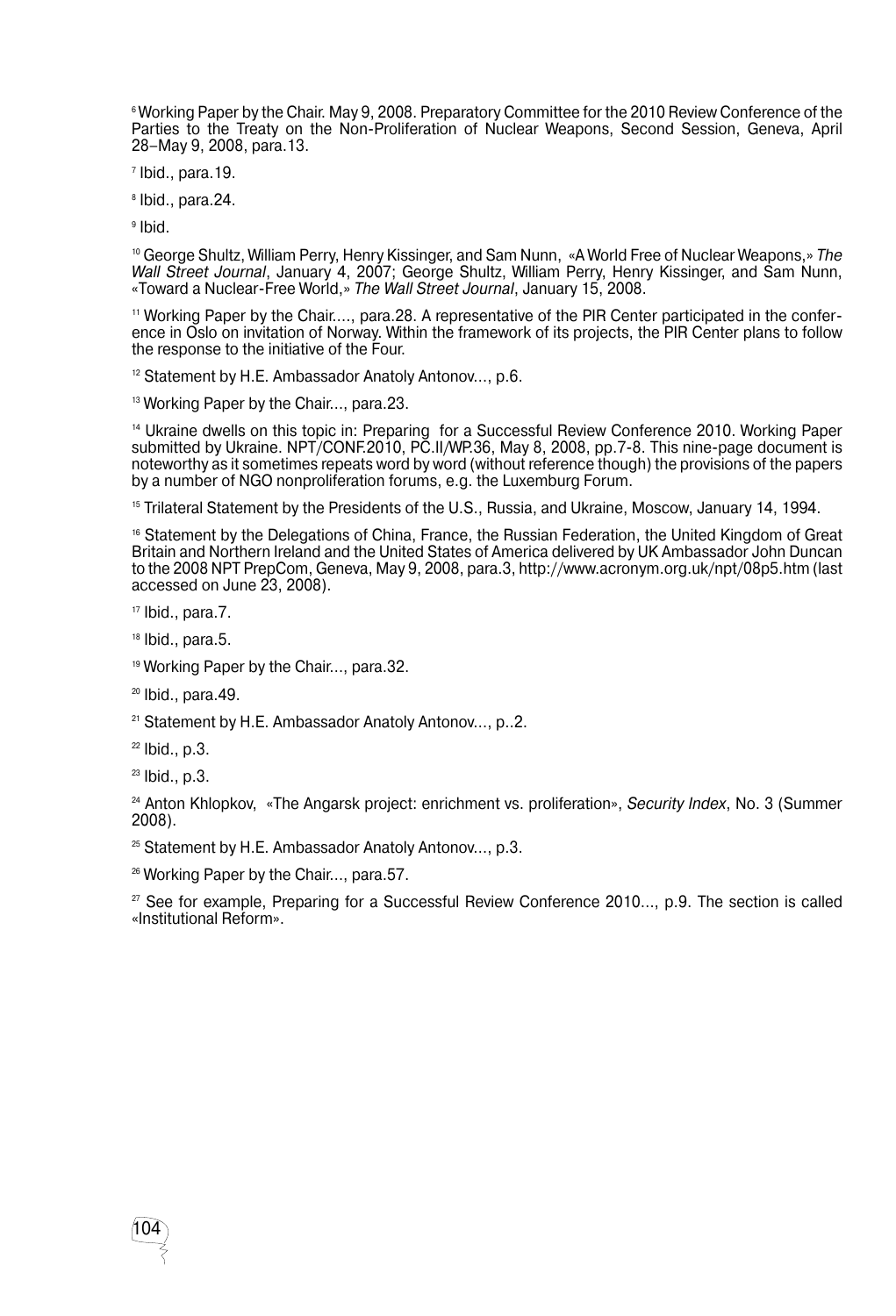[6] Working Paper by the Chair. May 9, 2008. Preparatory Committee for the 2010 Review Conference of the Parties to the Treaty on the Non-Proliferation of Nuclear Weapons, Second Session, Geneva, April 28–May 9, 2008, para.13.

[7] Ibid., para.19.

[8] Ibid., para.24.

[9] Ibid.

[10] George Shultz, William Perry, Henry Kissinger, and Sam Nunn, «A World Free of Nuclear Weapons,» *The Wall Street Journal*, January 4, 2007; George Shultz, William Perry, Henry Kissinger, and Sam Nunn, «Toward a Nuclear-Free World,» *The Wall Street Journal*, January 15, 2008.

[11] Working Paper by the Chair…, para.28. A representative of the PIR Center participated in the conference in Oslo on invitation of Norway. Within the framework of its projects, the PIR Center plans to follow the response to the initiative of the Four.

[12] Statement by H.E. Ambassador Anatoly Antonov…, p.6.

[13] Working Paper by the Chair…, para.23.

[14] Ukraine dwells on this topic in: Preparing for a Successful Review Conference 2010. Working Paper submitted by Ukraine. NPT/CONF.2010, PC.II/WP.36, May 8, 2008, pp.7-8. This nine-page document is noteworthy as it sometimes repeats word by word (without reference though) the provisions of the papers by a number of NGO nonproliferation forums, e.g. the Luxemburg Forum.

[15] Trilateral Statement by the Presidents of the U.S., Russia, and Ukraine, Moscow, January 14, 1994.

[16] Statement by the Delegations of China, France, the Russian Federation, the United Kingdom of Great Britain and Northern Ireland and the United States of America delivered by UK Ambassador John Duncan to the 2008 NPT PrepCom, Geneva, May 9, 2008, para.3, http://www.acronym.org.uk/npt/08p5.htm (last accessed on June 23, 2008).

[17] Ibid., para.7.

[18] Ibid., para.5.

[19] Working Paper by the Chair…, para.32.

[20] Ibid., para.49.

[21] Statement by H.E. Ambassador Anatoly Antonov…, p..2.

[22] Ibid., p.3.

[23] Ibid., p.3.

[24] Anton Khlopkov, «The Angarsk project: enrichment vs. proliferation», *Security Index*, No. 3 (Summer 2008).

[25] Statement by H.E. Ambassador Anatoly Antonov…, p.3.

[26] Working Paper by the Chair…, para.57.

[27] See for example, Preparing for a Successful Review Conference 2010…, p.9. The section is called «Institutional Reform».